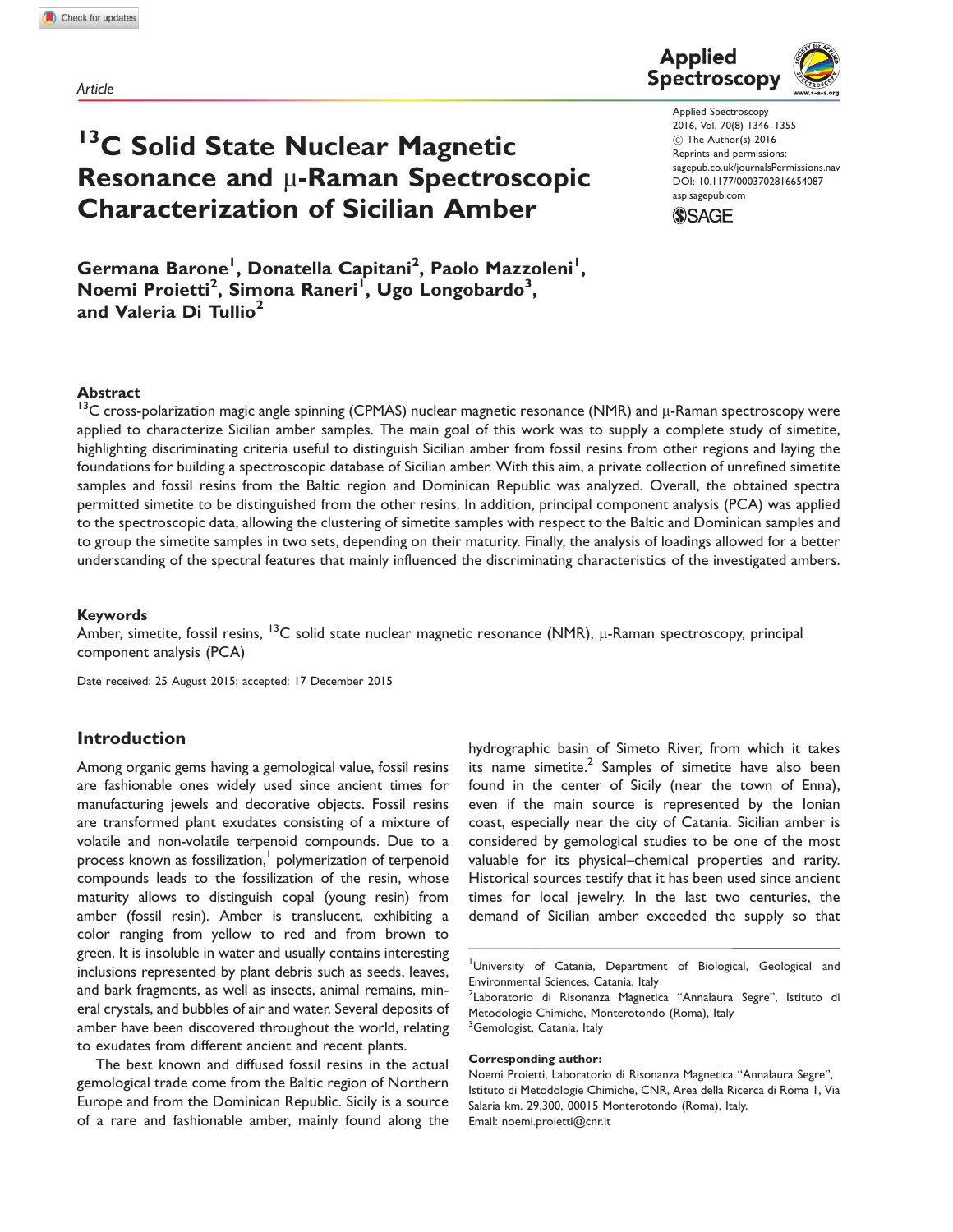Article

# $^{13}$C Solid State Nuclear Magnetic Resonance and μ-Raman Spectroscopic Characterization of Sicilian Amber

**Germana Barone[1], Donatella Capitani[2], Paolo Mazzoleni[1], Noemi Proietti[2], Simona Raneri[1], Ugo Longobardo[3], and Valeria Di Tullio[2]**

## Abstract

$^{13}$C cross-polarization magic angle spinning (CPMAS) nuclear magnetic resonance (NMR) and μ-Raman spectroscopy were applied to characterize Sicilian amber samples. The main goal of this work was to supply a complete study of simetite, highlighting discriminating criteria useful to distinguish Sicilian amber from fossil resins from other regions and laying the foundations for building a spectroscopic database of Sicilian amber. With this aim, a private collection of unrefined simetite samples and fossil resins from the Baltic region and Dominican Republic was analyzed. Overall, the obtained spectra permitted simetite to be distinguished from the other resins. In addition, principal component analysis (PCA) was applied to the spectroscopic data, allowing the clustering of simetite samples with respect to the Baltic and Dominican samples and to group the simetite samples in two sets, depending on their maturity. Finally, the analysis of loadings allowed for a better understanding of the spectral features that mainly influenced the discriminating characteristics of the investigated ambers.

## Keywords

Amber, simetite, fossil resins, $^{13}$C solid state nuclear magnetic resonance (NMR), μ-Raman spectroscopy, principal component analysis (PCA)

Date received: 25 August 2015; accepted: 17 December 2015

## Introduction

Among organic gems having a gemological value, fossil resins are fashionable ones widely used since ancient times for manufacturing jewels and decorative objects. Fossil resins are transformed plant exudates consisting of a mixture of volatile and non-volatile terpenoid compounds. Due to a process known as fossilization,[1] polymerization of terpenoid compounds leads to the fossilization of the resin, whose maturity allows to distinguish copal (young resin) from amber (fossil resin). Amber is translucent, exhibiting a color ranging from yellow to red and from brown to green. It is insoluble in water and usually contains interesting inclusions represented by plant debris such as seeds, leaves, and bark fragments, as well as insects, animal remains, mineral crystals, and bubbles of air and water. Several deposits of amber have been discovered throughout the world, relating to exudates from different ancient and recent plants.

The best known and diffused fossil resins in the actual gemological trade come from the Baltic region of Northern Europe and from the Dominican Republic. Sicily is a source of a rare and fashionable amber, mainly found along the hydrographic basin of Simeto River, from which it takes its name simetite.[2] Samples of simetite have also been found in the center of Sicily (near the town of Enna), even if the main source is represented by the Ionian coast, especially near the city of Catania. Sicilian amber is considered by gemological studies to be one of the most valuable for its physical–chemical properties and rarity. Historical sources testify that it has been used since ancient times for local jewelry. In the last two centuries, the demand of Sicilian amber exceeded the supply so that

[1]University of Catania, Department of Biological, Geological and Environmental Sciences, Catania, Italy
[2]Laboratorio di Risonanza Magnetica "Annalaura Segre", Istituto di Metodologie Chimiche, Monterotondo (Roma), Italy
[3]Gemologist, Catania, Italy

**Corresponding author:**
Noemi Proietti, Laboratorio di Risonanza Magnetica "Annalaura Segre", Istituto di Metodologie Chimiche, CNR, Area della Ricerca di Roma 1, Via Salaria km. 29,300, 00015 Monterotondo (Roma), Italy.
Email: noemi.proietti@cnr.it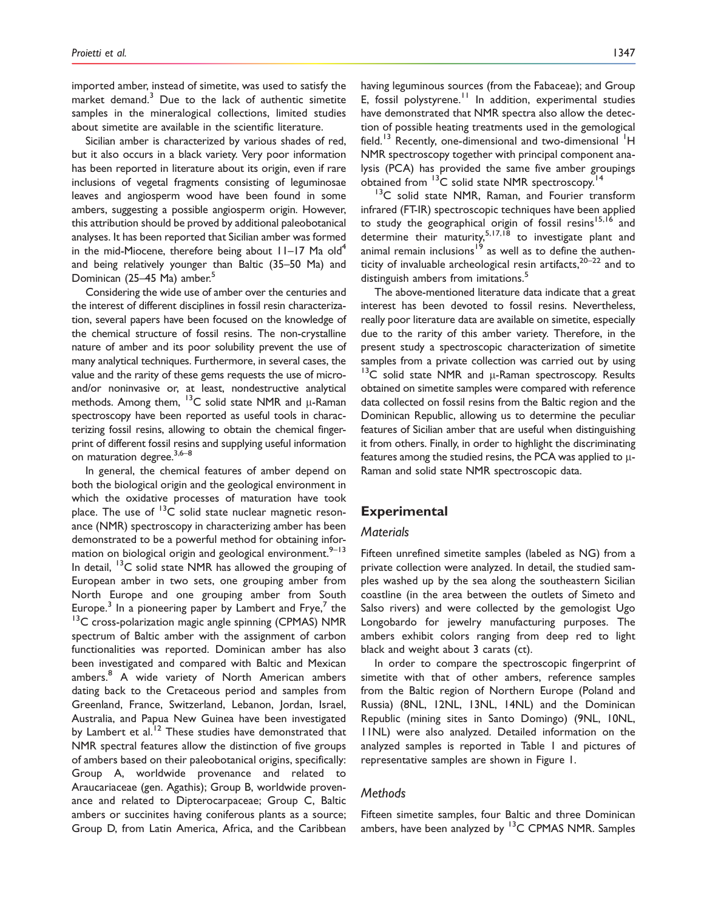imported amber, instead of simetite, was used to satisfy the market demand.[3] Due to the lack of authentic simetite samples in the mineralogical collections, limited studies about simetite are available in the scientific literature.

Sicilian amber is characterized by various shades of red, but it also occurs in a black variety. Very poor information has been reported in literature about its origin, even if rare inclusions of vegetal fragments consisting of leguminosae leaves and angiosperm wood have been found in some ambers, suggesting a possible angiosperm origin. However, this attribution should be proved by additional paleobotanical analyses. It has been reported that Sicilian amber was formed in the mid-Miocene, therefore being about 11–17 Ma old[4] and being relatively younger than Baltic (35–50 Ma) and Dominican (25–45 Ma) amber.[5]

Considering the wide use of amber over the centuries and the interest of different disciplines in fossil resin characterization, several papers have been focused on the knowledge of the chemical structure of fossil resins. The non-crystalline nature of amber and its poor solubility prevent the use of many analytical techniques. Furthermore, in several cases, the value and the rarity of these gems requests the use of micro- and/or noninvasive or, at least, nondestructive analytical methods. Among them, $^{13}$C solid state NMR and μ-Raman spectroscopy have been reported as useful tools in characterizing fossil resins, allowing to obtain the chemical fingerprint of different fossil resins and supplying useful information on maturation degree.[3,6–8]

In general, the chemical features of amber depend on both the biological origin and the geological environment in which the oxidative processes of maturation have took place. The use of $^{13}$C solid state nuclear magnetic resonance (NMR) spectroscopy in characterizing amber has been demonstrated to be a powerful method for obtaining information on biological origin and geological environment.[9–13] In detail, $^{13}$C solid state NMR has allowed the grouping of European amber in two sets, one grouping amber from North Europe and one grouping amber from South Europe.[3] In a pioneering paper by Lambert and Frye,[7] the $^{13}$C cross-polarization magic angle spinning (CPMAS) NMR spectrum of Baltic amber with the assignment of carbon functionalities was reported. Dominican amber has also been investigated and compared with Baltic and Mexican ambers.[8] A wide variety of North American ambers dating back to the Cretaceous period and samples from Greenland, France, Switzerland, Lebanon, Jordan, Israel, Australia, and Papua New Guinea have been investigated by Lambert et al.[12] These studies have demonstrated that NMR spectral features allow the distinction of five groups of ambers based on their paleobotanical origins, specifically: Group A, worldwide provenance and related to Araucariaceae (gen. Agathis); Group B, worldwide provenance and related to Dipterocarpaceae; Group C, Baltic ambers or succinites having coniferous plants as a source; Group D, from Latin America, Africa, and the Caribbean having leguminous sources (from the Fabaceae); and Group E, fossil polystyrene.[11] In addition, experimental studies have demonstrated that NMR spectra also allow the detection of possible heating treatments used in the gemological field.[13] Recently, one-dimensional and two-dimensional $^{1}$H NMR spectroscopy together with principal component analysis (PCA) has provided the same five amber groupings obtained from $^{13}$C solid state NMR spectroscopy.[14]

$^{13}$C solid state NMR, Raman, and Fourier transform infrared (FT-IR) spectroscopic techniques have been applied to study the geographical origin of fossil resins[15,16] and determine their maturity,[5,17,18] to investigate plant and animal remain inclusions[19] as well as to define the authenticity of invaluable archeological resin artifacts,[20–22] and to distinguish ambers from imitations.[5]

The above-mentioned literature data indicate that a great interest has been devoted to fossil resins. Nevertheless, really poor literature data are available on simetite, especially due to the rarity of this amber variety. Therefore, in the present study a spectroscopic characterization of simetite samples from a private collection was carried out by using $^{13}$C solid state NMR and μ-Raman spectroscopy. Results obtained on simetite samples were compared with reference data collected on fossil resins from the Baltic region and the Dominican Republic, allowing us to determine the peculiar features of Sicilian amber that are useful when distinguishing it from others. Finally, in order to highlight the discriminating features among the studied resins, the PCA was applied to μ-Raman and solid state NMR spectroscopic data.

## Experimental

### Materials

Fifteen unrefined simetite samples (labeled as NG) from a private collection were analyzed. In detail, the studied samples washed up by the sea along the southeastern Sicilian coastline (in the area between the outlets of Simeto and Salso rivers) and were collected by the gemologist Ugo Longobardo for jewelry manufacturing purposes. The ambers exhibit colors ranging from deep red to light black and weight about 3 carats (ct).

In order to compare the spectroscopic fingerprint of simetite with that of other ambers, reference samples from the Baltic region of Northern Europe (Poland and Russia) (8NL, 12NL, 13NL, 14NL) and the Dominican Republic (mining sites in Santo Domingo) (9NL, 10NL, 11NL) were also analyzed. Detailed information on the analyzed samples is reported in Table 1 and pictures of representative samples are shown in Figure 1.

### Methods

Fifteen simetite samples, four Baltic and three Dominican ambers, have been analyzed by $^{13}$C CPMAS NMR. Samples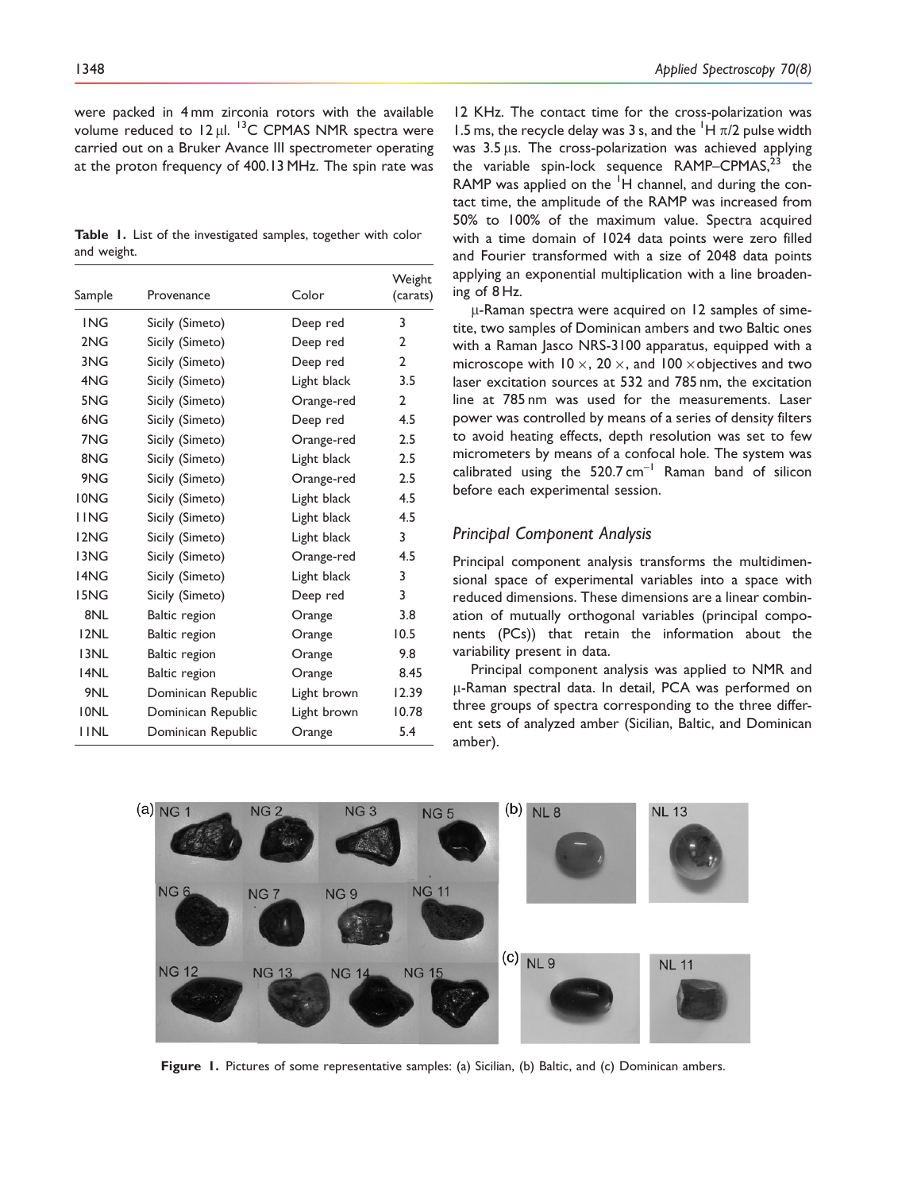were packed in 4 mm zirconia rotors with the available volume reduced to 12 μl. $^{13}C$ CPMAS NMR spectra were carried out on a Bruker Avance III spectrometer operating at the proton frequency of 400.13 MHz. The spin rate was 12 KHz. The contact time for the cross-polarization was 1.5 ms, the recycle delay was 3 s, and the $^{1}H$ $\pi/2$ pulse width was 3.5 μs. The cross-polarization was achieved applying the variable spin-lock sequence RAMP–CPMAS,[23] the RAMP was applied on the $^{1}H$ channel, and during the contact time, the amplitude of the RAMP was increased from 50% to 100% of the maximum value. Spectra acquired with a time domain of 1024 data points were zero filled and Fourier transformed with a size of 2048 data points applying an exponential multiplication with a line broadening of 8 Hz.

**Table 1.** List of the investigated samples, together with color and weight.

| Sample | Provenance | Color | Weight (carats) |
|---|---|---|---|
| 1NG | Sicily (Simeto) | Deep red | 3 |
| 2NG | Sicily (Simeto) | Deep red | 2 |
| 3NG | Sicily (Simeto) | Deep red | 2 |
| 4NG | Sicily (Simeto) | Light black | 3.5 |
| 5NG | Sicily (Simeto) | Orange-red | 2 |
| 6NG | Sicily (Simeto) | Deep red | 4.5 |
| 7NG | Sicily (Simeto) | Orange-red | 2.5 |
| 8NG | Sicily (Simeto) | Light black | 2.5 |
| 9NG | Sicily (Simeto) | Orange-red | 2.5 |
| 10NG | Sicily (Simeto) | Light black | 4.5 |
| 11NG | Sicily (Simeto) | Light black | 4.5 |
| 12NG | Sicily (Simeto) | Light black | 3 |
| 13NG | Sicily (Simeto) | Orange-red | 4.5 |
| 14NG | Sicily (Simeto) | Light black | 3 |
| 15NG | Sicily (Simeto) | Deep red | 3 |
| 8NL | Baltic region | Orange | 3.8 |
| 12NL | Baltic region | Orange | 10.5 |
| 13NL | Baltic region | Orange | 9.8 |
| 14NL | Baltic region | Orange | 8.45 |
| 9NL | Dominican Republic | Light brown | 12.39 |
| 10NL | Dominican Republic | Light brown | 10.78 |
| 11NL | Dominican Republic | Orange | 5.4 |

μ-Raman spectra were acquired on 12 samples of simetite, two samples of Dominican ambers and two Baltic ones with a Raman Jasco NRS-3100 apparatus, equipped with a microscope with 10 ×, 20 ×, and 100 ×objectives and two laser excitation sources at 532 and 785 nm, the excitation line at 785 nm was used for the measurements. Laser power was controlled by means of a series of density filters to avoid heating effects, depth resolution was set to few micrometers by means of a confocal hole. The system was calibrated using the 520.7 cm$^{-1}$ Raman band of silicon before each experimental session.

### Principal Component Analysis

Principal component analysis transforms the multidimensional space of experimental variables into a space with reduced dimensions. These dimensions are a linear combination of mutually orthogonal variables (principal components (PCs)) that retain the information about the variability present in data.

Principal component analysis was applied to NMR and μ-Raman spectral data. In detail, PCA was performed on three groups of spectra corresponding to the three different sets of analyzed amber (Sicilian, Baltic, and Dominican amber).

**Figure 1.** Pictures of some representative samples: (a) Sicilian, (b) Baltic, and (c) Dominican ambers.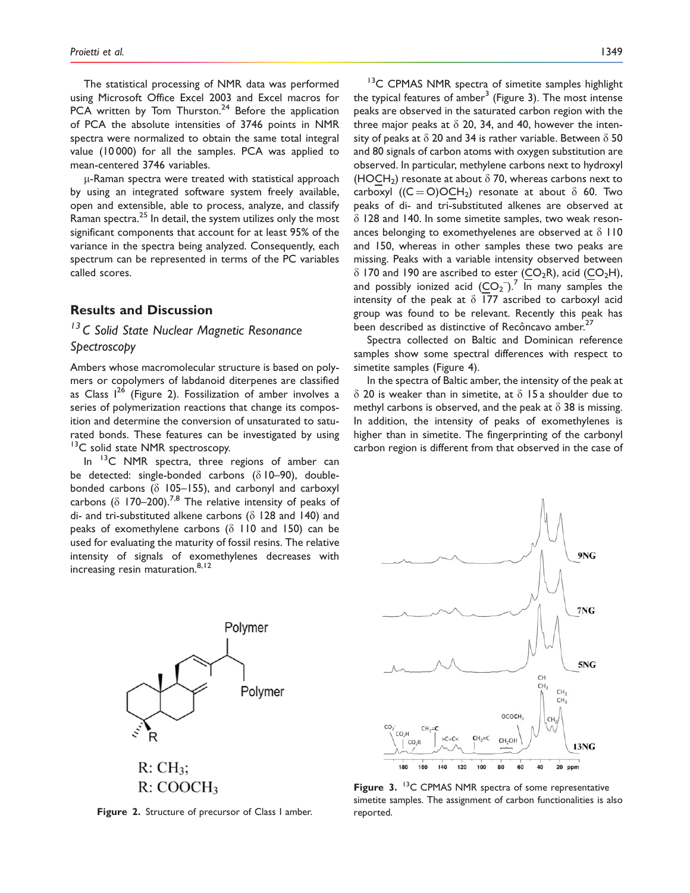The statistical processing of NMR data was performed using Microsoft Office Excel 2003 and Excel macros for PCA written by Tom Thurston.[24] Before the application of PCA the absolute intensities of 3746 points in NMR spectra were normalized to obtain the same total integral value (10 000) for all the samples. PCA was applied to mean-centered 3746 variables.

μ-Raman spectra were treated with statistical approach by using an integrated software system freely available, open and extensible, able to process, analyze, and classify Raman spectra.[25] In detail, the system utilizes only the most significant components that account for at least 95% of the variance in the spectra being analyzed. Consequently, each spectrum can be represented in terms of the PC variables called scores.

## Results and Discussion

### $^{13}C$ Solid State Nuclear Magnetic Resonance Spectroscopy

Ambers whose macromolecular structure is based on polymers or copolymers of labdanoid diterpenes are classified as Class I[26] (Figure 2). Fossilization of amber involves a series of polymerization reactions that change its composition and determine the conversion of unsaturated to saturated bonds. These features can be investigated by using $^{13}C$ solid state NMR spectroscopy.

In $^{13}C$ NMR spectra, three regions of amber can be detected: single-bonded carbons (δ 10–90), double-bonded carbons (δ 105–155), and carbonyl and carboxyl carbons (δ 170–200).[7,8] The relative intensity of peaks of di- and tri-substituted alkene carbons (δ 128 and 140) and peaks of exomethylene carbons (δ 110 and 150) can be used for evaluating the maturity of fossil resins. The relative intensity of signals of exomethylenes decreases with increasing resin maturation.[8,12]

Figure 2. Structure of precursor of Class I amber.

$^{13}C$ CPMAS NMR spectra of simetite samples highlight the typical features of amber[3] (Figure 3). The most intense peaks are observed in the saturated carbon region with the three major peaks at δ 20, 34, and 40, however the intensity of peaks at δ 20 and 34 is rather variable. Between δ 50 and 80 signals of carbon atoms with oxygen substitution are observed. In particular, methylene carbons next to hydroxyl ($HO\underline{C}H_2$) resonate at about δ 70, whereas carbons next to carboxyl ($(C{=}O)O\underline{C}H_2$) resonate at about δ 60. Two peaks of di- and tri-substituted alkenes are observed at δ 128 and 140. In some simetite samples, two weak resonances belonging to exomethyelenes are observed at δ 110 and 150, whereas in other samples these two peaks are missing. Peaks with a variable intensity observed between δ 170 and 190 are ascribed to ester ($\underline{C}O_2R$), acid ($\underline{C}O_2H$), and possibly ionized acid ($\underline{C}O_2^-$).[7] In many samples the intensity of the peak at δ 177 ascribed to carboxyl acid group was found to be relevant. Recently this peak has been described as distinctive of Recôncavo amber.[27]

Spectra collected on Baltic and Dominican reference samples show some spectral differences with respect to simetite samples (Figure 4).

In the spectra of Baltic amber, the intensity of the peak at δ 20 is weaker than in simetite, at δ 15 a shoulder due to methyl carbons is observed, and the peak at δ 38 is missing. In addition, the intensity of peaks of exomethylenes is higher than in simetite. The fingerprinting of the carbonyl carbon region is different from that observed in the case of

Figure 3. $^{13}C$ CPMAS NMR spectra of some representative simetite samples. The assignment of carbon functionalities is also reported.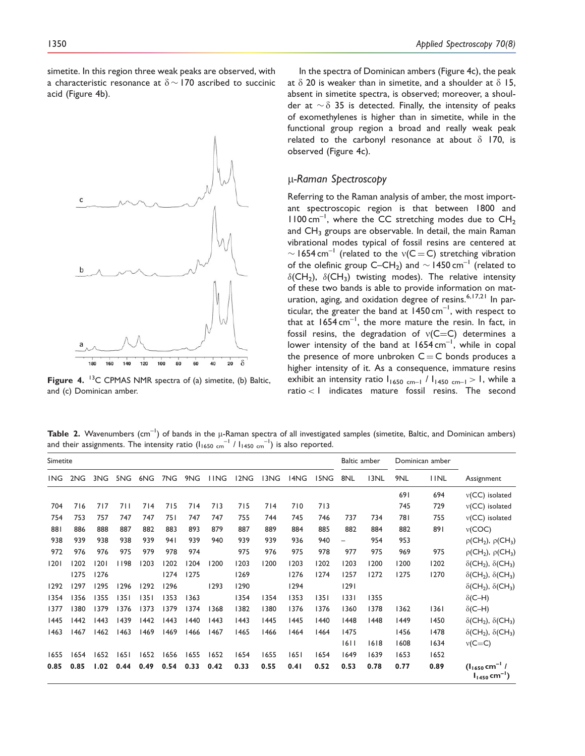simetite. In this region three weak peaks are observed, with a characteristic resonance at $\delta \sim 170$ ascribed to succinic acid (Figure 4b).

**Figure 4.** $^{13}C$ CPMAS NMR spectra of (a) simetite, (b) Baltic, and (c) Dominican amber.

In the spectra of Dominican ambers (Figure 4c), the peak at $\delta$ 20 is weaker than in simetite, and a shoulder at $\delta$ 15, absent in simetite spectra, is observed; moreover, a shoulder at $\sim\delta$ 35 is detected. Finally, the intensity of peaks of exomethylenes is higher than in simetite, while in the functional group region a broad and really weak peak related to the carbonyl resonance at about $\delta$ 170, is observed (Figure 4c).

## μ-Raman Spectroscopy

Referring to the Raman analysis of amber, the most important spectroscopic region is that between 1800 and 1100 $cm^{-1}$, where the CC stretching modes due to $CH_2$ and $CH_3$ groups are observable. In detail, the main Raman vibrational modes typical of fossil resins are centered at $\sim 1654\ cm^{-1}$ (related to the $\nu(C=C)$ stretching vibration of the olefinic group $C–CH_2$) and $\sim 1450\ cm^{-1}$ (related to $\delta(CH_2)$, $\delta(CH_3)$ twisting modes). The relative intensity of these two bands is able to provide information on maturation, aging, and oxidation degree of resins.[6,17,21] In particular, the greater the band at 1450 $cm^{-1}$, with respect to that at 1654 $cm^{-1}$, the more mature the resin. In fact, in fossil resins, the degradation of $\nu(C=C)$ determines a lower intensity of the band at 1654 $cm^{-1}$, while in copal the presence of more unbroken $C=C$ bonds produces a higher intensity of it. As a consequence, immature resins exhibit an intensity ratio $I_{1650\ cm^{-1}} / I_{1450\ cm^{-1}} > 1$, while a ratio $< 1$ indicates mature fossil resins. The second

**Table 2.** Wavenumbers ($cm^{-1}$) of bands in the μ-Raman spectra of all investigated samples (simetite, Baltic, and Dominican ambers) and their assignments. The intensity ratio ($I_{1650\ cm^{-1}} / I_{1450\ cm^{-1}}$) is also reported.

| Simetite | | | | | | | | | | | | Baltic amber | | Dominican amber | | |
|---|---|---|---|---|---|---|---|---|---|---|---|---|---|---|---|---|
| 1NG | 2NG | 3NG | 5NG | 6NG | 7NG | 9NG | 11NG | 12NG | 13NG | 14NG | 15NG | 8NL | 13NL | 9NL | 11NL | Assignment |
| | | | | | | | | | | | | | | 691 | 694 | ν(CC) isolated |
| 704 | 716 | 717 | 711 | 714 | 715 | 714 | 713 | 715 | 714 | 710 | 713 | | | 745 | 729 | ν(CC) isolated |
| 754 | 753 | 757 | 747 | 747 | 751 | 747 | 747 | 755 | 744 | 745 | 746 | 737 | 734 | 781 | 755 | ν(CC) isolated |
| 881 | 886 | 888 | 887 | 882 | 883 | 893 | 879 | 887 | 889 | 884 | 885 | 882 | 884 | 882 | 891 | ν(COC) |
| 938 | 939 | 938 | 938 | 939 | 941 | 939 | 940 | 939 | 939 | 936 | 940 | – | 954 | 953 | | $\rho(CH_2)$, $\rho(CH_3)$ |
| 972 | 976 | 976 | 975 | 979 | 978 | 974 | | 975 | 976 | 975 | 978 | 977 | 975 | 969 | 975 | $\rho(CH_2)$, $\rho(CH_3)$ |
| 1201 | 1202 | 1201 | 1198 | 1203 | 1202 | 1204 | 1200 | 1203 | 1200 | 1203 | 1202 | 1203 | 1200 | 1200 | 1202 | $\delta(CH_2)$, $\delta(CH_3)$ |
| | 1275 | 1276 | | | 1274 | 1275 | | 1269 | | 1276 | 1274 | 1257 | 1272 | 1275 | 1270 | $\delta(CH_2)$, $\delta(CH_3)$ |
| 1292 | 1297 | 1295 | 1296 | 1292 | 1296 | | 1293 | 1290 | | 1294 | | 1291 | | | | $\delta(CH_2)$, $\delta(CH_3)$ |
| 1354 | 1356 | 1355 | 1351 | 1351 | 1353 | 1363 | | 1354 | 1354 | 1353 | 1351 | 1331 | 1355 | | | δ(C–H) |
| 1377 | 1380 | 1379 | 1376 | 1373 | 1379 | 1374 | 1368 | 1382 | 1380 | 1376 | 1376 | 1360 | 1378 | 1362 | 1361 | δ(C–H) |
| 1445 | 1442 | 1443 | 1439 | 1442 | 1443 | 1440 | 1443 | 1443 | 1445 | 1445 | 1440 | 1448 | 1448 | 1449 | 1450 | $\delta(CH_2)$, $\delta(CH_3)$ |
| 1463 | 1467 | 1462 | 1463 | 1469 | 1469 | 1466 | 1467 | 1465 | 1466 | 1464 | 1464 | 1475 | | 1456 | 1478 | $\delta(CH_2)$, $\delta(CH_3)$ |
| | | | | | | | | | | | | 1611 | 1618 | 1608 | 1634 | ν(C=C) |
| 1655 | 1654 | 1652 | 1651 | 1652 | 1656 | 1655 | 1652 | 1654 | 1655 | 1651 | 1654 | 1649 | 1639 | 1653 | 1652 | |
| **0.85** | **0.85** | **1.02** | **0.44** | **0.49** | **0.54** | **0.33** | **0.42** | **0.33** | **0.55** | **0.41** | **0.52** | **0.53** | **0.78** | **0.77** | **0.89** | **($I_{1650\ cm^{-1}} / I_{1450\ cm^{-1}}$)** |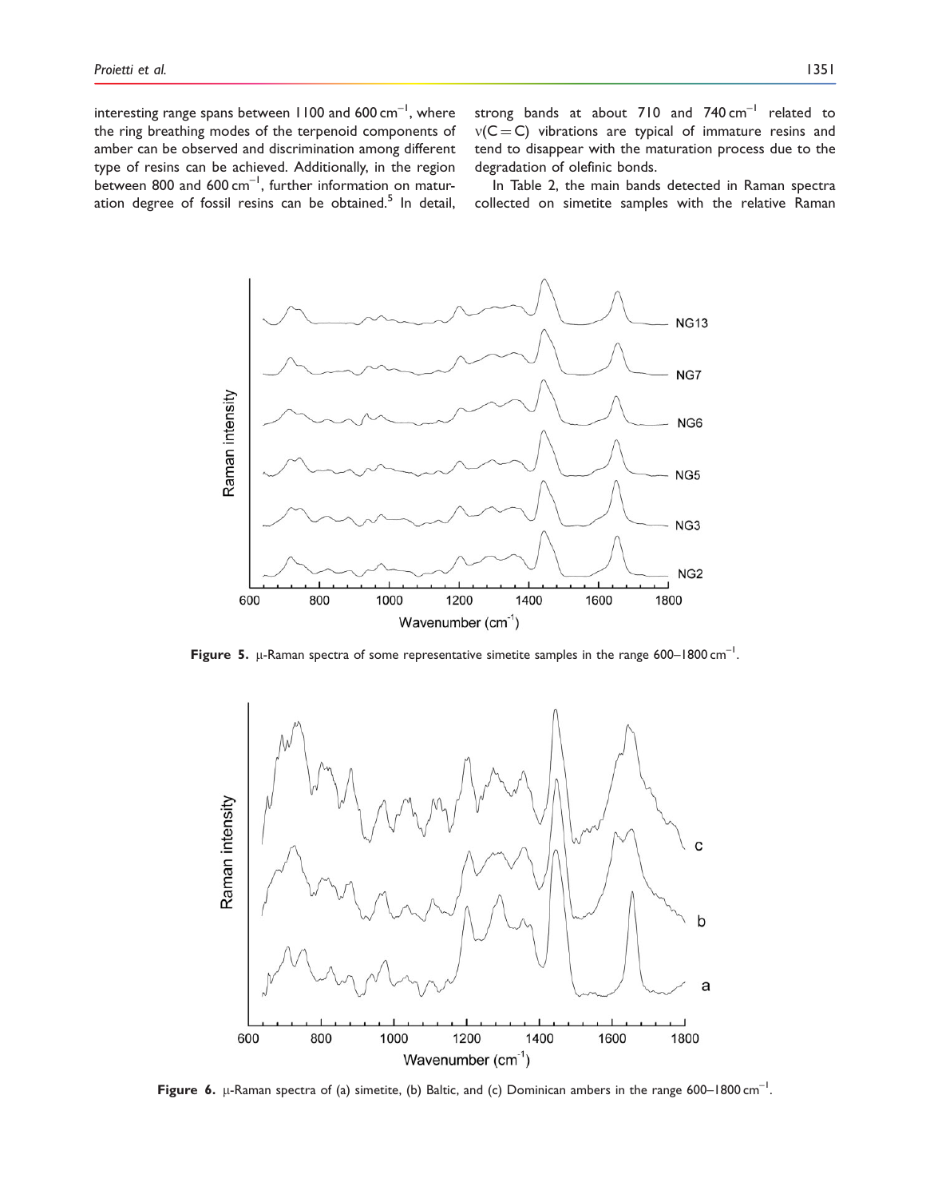interesting range spans between 1100 and 600 cm$^{-1}$, where the ring breathing modes of the terpenoid components of amber can be observed and discrimination among different type of resins can be achieved. Additionally, in the region between 800 and 600 cm$^{-1}$, further information on maturation degree of fossil resins can be obtained.[5] In detail, strong bands at about 710 and 740 cm$^{-1}$ related to $\nu(C=C)$ vibrations are typical of immature resins and tend to disappear with the maturation process due to the degradation of olefinic bonds.

In Table 2, the main bands detected in Raman spectra collected on simetite samples with the relative Raman

**Figure 5.** μ-Raman spectra of some representative simetite samples in the range 600–1800 cm$^{-1}$.

**Figure 6.** μ-Raman spectra of (a) simetite, (b) Baltic, and (c) Dominican ambers in the range 600–1800 cm$^{-1}$.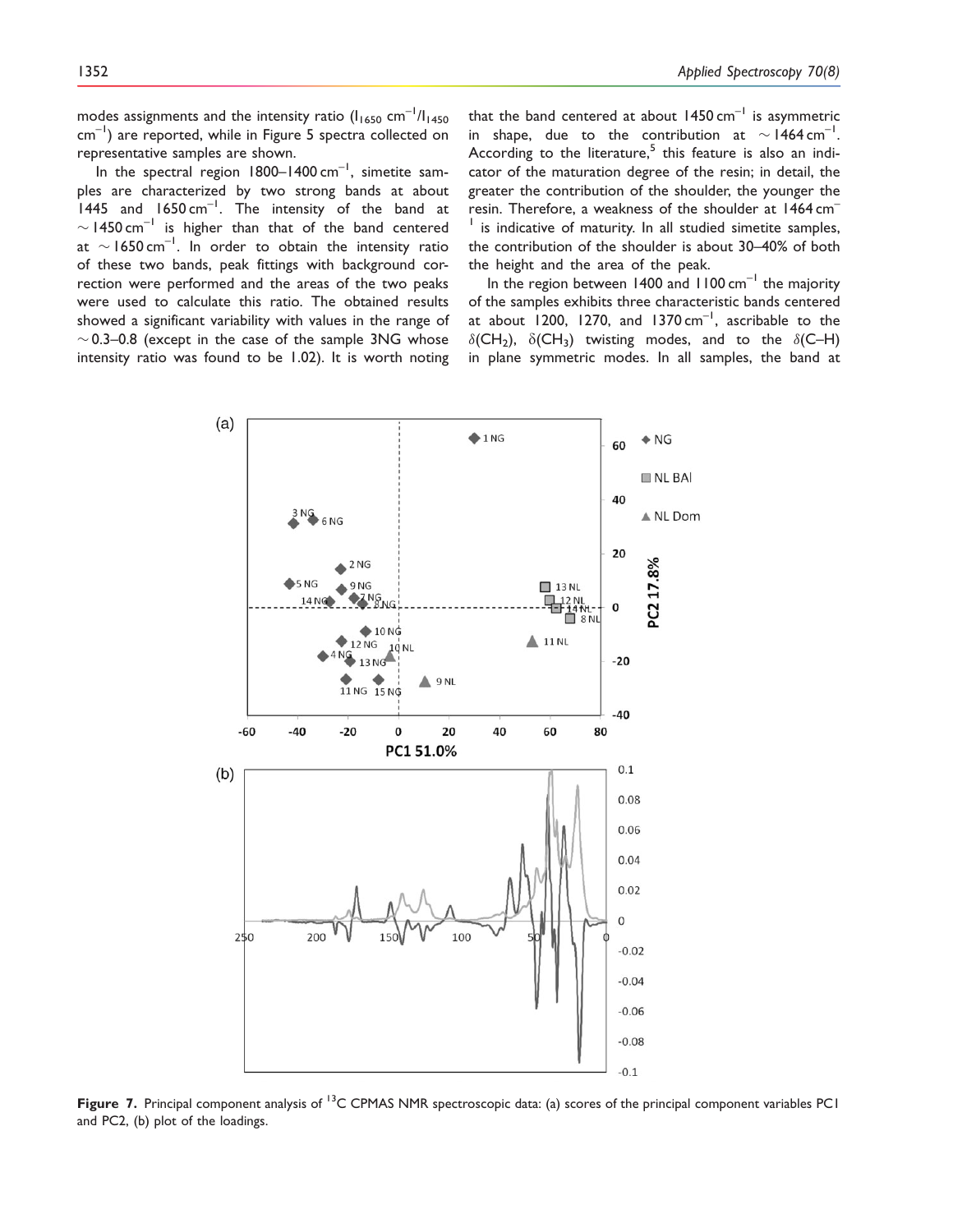modes assignments and the intensity ratio ($I_{1650}$ cm$^{-1}$/$I_{1450}$ cm$^{-1}$) are reported, while in Figure 5 spectra collected on representative samples are shown.

In the spectral region 1800–1400 cm$^{-1}$, simetite samples are characterized by two strong bands at about 1445 and 1650 cm$^{-1}$. The intensity of the band at $\sim$1450 cm$^{-1}$ is higher than that of the band centered at $\sim$1650 cm$^{-1}$. In order to obtain the intensity ratio of these two bands, peak fittings with background correction were performed and the areas of the two peaks were used to calculate this ratio. The obtained results showed a significant variability with values in the range of $\sim$0.3–0.8 (except in the case of the sample 3NG whose intensity ratio was found to be 1.02). It is worth noting that the band centered at about 1450 cm$^{-1}$ is asymmetric in shape, due to the contribution at $\sim$1464 cm$^{-1}$. According to the literature,[5] this feature is also an indicator of the maturation degree of the resin; in detail, the greater the contribution of the shoulder, the younger the resin. Therefore, a weakness of the shoulder at 1464 cm$^{-1}$ is indicative of maturity. In all studied simetite samples, the contribution of the shoulder is about 30–40% of both the height and the area of the peak.

In the region between 1400 and 1100 cm$^{-1}$ the majority of the samples exhibits three characteristic bands centered at about 1200, 1270, and 1370 cm$^{-1}$, ascribable to the $\delta(CH_2)$, $\delta(CH_3)$ twisting modes, and to the $\delta$(C–H) in plane symmetric modes. In all samples, the band at

**Figure 7.** Principal component analysis of $^{13}$C CPMAS NMR spectroscopic data: (a) scores of the principal component variables PC1 and PC2, (b) plot of the loadings.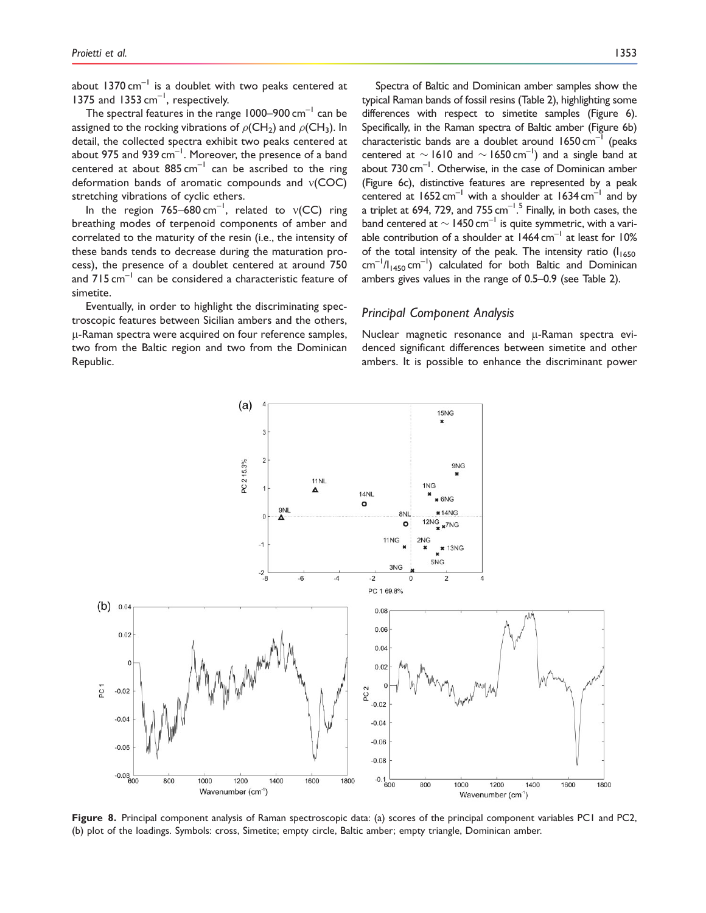about 1370 $cm^{-1}$ is a doublet with two peaks centered at 1375 and 1353 $cm^{-1}$, respectively.

The spectral features in the range 1000–900 $cm^{-1}$ can be assigned to the rocking vibrations of $\rho(CH_2)$ and $\rho(CH_3)$. In detail, the collected spectra exhibit two peaks centered at about 975 and 939 $cm^{-1}$. Moreover, the presence of a band centered at about 885 $cm^{-1}$ can be ascribed to the ring deformation bands of aromatic compounds and $\nu$(COC) stretching vibrations of cyclic ethers.

In the region 765–680 $cm^{-1}$, related to $\nu$(CC) ring breathing modes of terpenoid components of amber and correlated to the maturity of the resin (i.e., the intensity of these bands tends to decrease during the maturation process), the presence of a doublet centered at around 750 and 715 $cm^{-1}$ can be considered a characteristic feature of simetite.

Eventually, in order to highlight the discriminating spectroscopic features between Sicilian ambers and the others, μ-Raman spectra were acquired on four reference samples, two from the Baltic region and two from the Dominican Republic.

Spectra of Baltic and Dominican amber samples show the typical Raman bands of fossil resins (Table 2), highlighting some differences with respect to simetite samples (Figure 6). Specifically, in the Raman spectra of Baltic amber (Figure 6b) characteristic bands are a doublet around 1650 $cm^{-1}$ (peaks centered at ~1610 and ~1650 $cm^{-1}$) and a single band at about 730 $cm^{-1}$. Otherwise, in the case of Dominican amber (Figure 6c), distinctive features are represented by a peak centered at 1652 $cm^{-1}$ with a shoulder at 1634 $cm^{-1}$ and by a triplet at 694, 729, and 755 $cm^{-1}$.[5] Finally, in both cases, the band centered at ~1450 $cm^{-1}$ is quite symmetric, with a variable contribution of a shoulder at 1464 $cm^{-1}$ at least for 10% of the total intensity of the peak. The intensity ratio ($I_{1650\,cm^{-1}}/I_{1450\,cm^{-1}}$) calculated for both Baltic and Dominican ambers gives values in the range of 0.5–0.9 (see Table 2).

## Principal Component Analysis

Nuclear magnetic resonance and μ-Raman spectra evidenced significant differences between simetite and other ambers. It is possible to enhance the discriminant power

**Figure 8.** Principal component analysis of Raman spectroscopic data: (a) scores of the principal component variables PC1 and PC2, (b) plot of the loadings. Symbols: cross, Simetite; empty circle, Baltic amber; empty triangle, Dominican amber.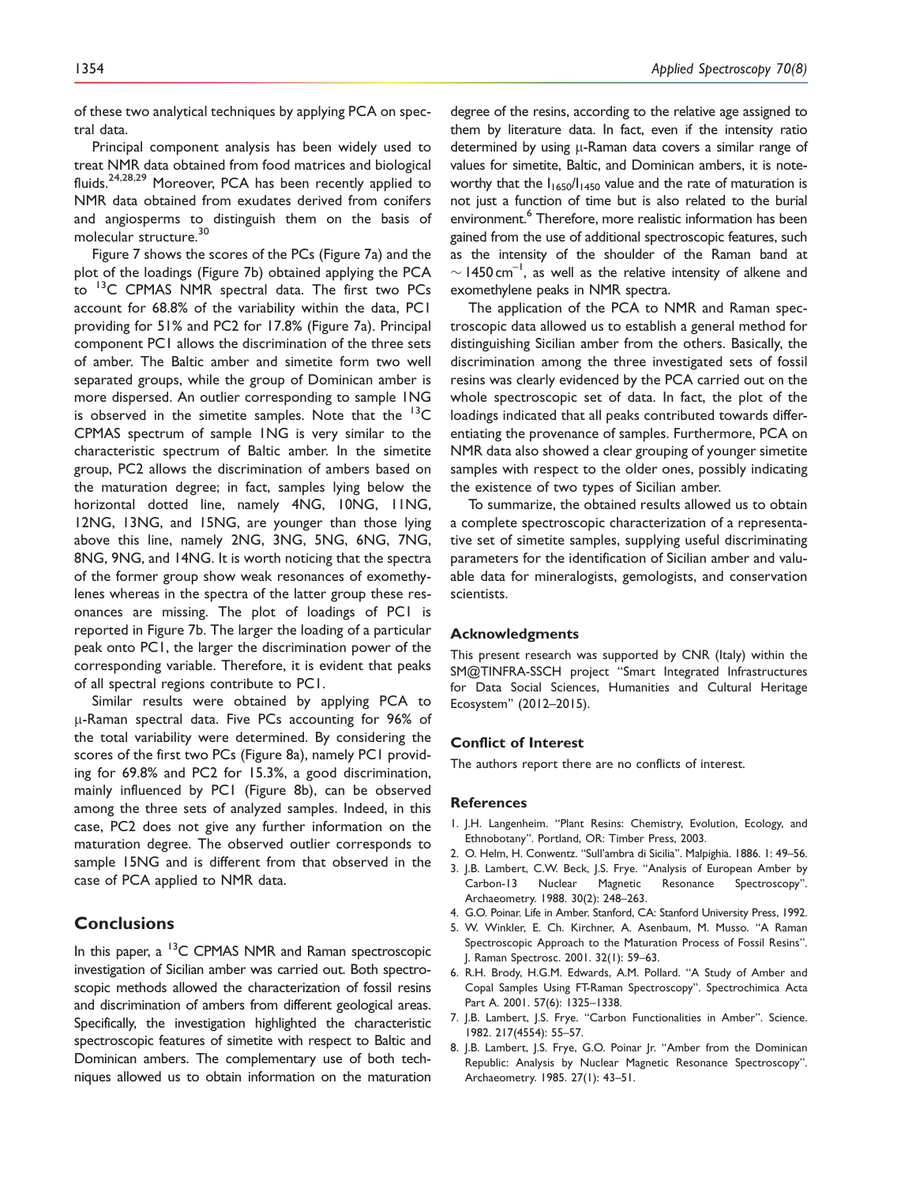of these two analytical techniques by applying PCA on spectral data.

Principal component analysis has been widely used to treat NMR data obtained from food matrices and biological fluids.[24,28,29] Moreover, PCA has been recently applied to NMR data obtained from exudates derived from conifers and angiosperms to distinguish them on the basis of molecular structure.[30]

Figure 7 shows the scores of the PCs (Figure 7a) and the plot of the loadings (Figure 7b) obtained applying the PCA to $^{13}$C CPMAS NMR spectral data. The first two PCs account for 68.8% of the variability within the data, PC1 providing for 51% and PC2 for 17.8% (Figure 7a). Principal component PC1 allows the discrimination of the three sets of amber. The Baltic amber and simetite form two well separated groups, while the group of Dominican amber is more dispersed. An outlier corresponding to sample 1NG is observed in the simetite samples. Note that the $^{13}$C CPMAS spectrum of sample 1NG is very similar to the characteristic spectrum of Baltic amber. In the simetite group, PC2 allows the discrimination of ambers based on the maturation degree; in fact, samples lying below the horizontal dotted line, namely 4NG, 10NG, 11NG, 12NG, 13NG, and 15NG, are younger than those lying above this line, namely 2NG, 3NG, 5NG, 6NG, 7NG, 8NG, 9NG, and 14NG. It is worth noticing that the spectra of the former group show weak resonances of exomethylenes whereas in the spectra of the latter group these resonances are missing. The plot of loadings of PC1 is reported in Figure 7b. The larger the loading of a particular peak onto PC1, the larger the discrimination power of the corresponding variable. Therefore, it is evident that peaks of all spectral regions contribute to PC1.

Similar results were obtained by applying PCA to μ-Raman spectral data. Five PCs accounting for 96% of the total variability were determined. By considering the scores of the first two PCs (Figure 8a), namely PC1 providing for 69.8% and PC2 for 15.3%, a good discrimination, mainly influenced by PC1 (Figure 8b), can be observed among the three sets of analyzed samples. Indeed, in this case, PC2 does not give any further information on the maturation degree. The observed outlier corresponds to sample 15NG and is different from that observed in the case of PCA applied to NMR data.

## Conclusions

In this paper, a $^{13}$C CPMAS NMR and Raman spectroscopic investigation of Sicilian amber was carried out. Both spectroscopic methods allowed the characterization of fossil resins and discrimination of ambers from different geological areas. Specifically, the investigation highlighted the characteristic spectroscopic features of simetite with respect to Baltic and Dominican ambers. The complementary use of both techniques allowed us to obtain information on the maturation degree of the resins, according to the relative age assigned to them by literature data. In fact, even if the intensity ratio determined by using μ-Raman data covers a similar range of values for simetite, Baltic, and Dominican ambers, it is noteworthy that the $I_{1650}/I_{1450}$ value and the rate of maturation is not just a function of time but is also related to the burial environment.[6] Therefore, more realistic information has been gained from the use of additional spectroscopic features, such as the intensity of the shoulder of the Raman band at $\sim 1450\,cm^{-1}$, as well as the relative intensity of alkene and exomethylene peaks in NMR spectra.

The application of the PCA to NMR and Raman spectroscopic data allowed us to establish a general method for distinguishing Sicilian amber from the others. Basically, the discrimination among the three investigated sets of fossil resins was clearly evidenced by the PCA carried out on the whole spectroscopic set of data. In fact, the plot of the loadings indicated that all peaks contributed towards differentiating the provenance of samples. Furthermore, PCA on NMR data also showed a clear grouping of younger simetite samples with respect to the older ones, possibly indicating the existence of two types of Sicilian amber.

To summarize, the obtained results allowed us to obtain a complete spectroscopic characterization of a representative set of simetite samples, supplying useful discriminating parameters for the identification of Sicilian amber and valuable data for mineralogists, gemologists, and conservation scientists.

### Acknowledgments

This present research was supported by CNR (Italy) within the SM@TINFRA-SSCH project "Smart Integrated Infrastructures for Data Social Sciences, Humanities and Cultural Heritage Ecosystem" (2012–2015).

### Conflict of Interest

The authors report there are no conflicts of interest.

### References

1. J.H. Langenheim. "Plant Resins: Chemistry, Evolution, Ecology, and Ethnobotany". Portland, OR: Timber Press, 2003.
2. O. Helm, H. Conwentz. "Sull'ambra di Sicilia". Malpighia. 1886. 1: 49–56.
3. J.B. Lambert, C.W. Beck, J.S. Frye. "Analysis of European Amber by Carbon-13 Nuclear Magnetic Resonance Spectroscopy". Archaeometry. 1988. 30(2): 248–263.
4. G.O. Poinar. Life in Amber. Stanford, CA: Stanford University Press, 1992.
5. W. Winkler, E. Ch. Kirchner, A. Asenbaum, M. Musso. "A Raman Spectroscopic Approach to the Maturation Process of Fossil Resins". J. Raman Spectrosc. 2001. 32(1): 59–63.
6. R.H. Brody, H.G.M. Edwards, A.M. Pollard. "A Study of Amber and Copal Samples Using FT-Raman Spectroscopy". Spectrochimica Acta Part A. 2001. 57(6): 1325–1338.
7. J.B. Lambert, J.S. Frye. "Carbon Functionalities in Amber". Science. 1982. 217(4554): 55–57.
8. J.B. Lambert, J.S. Frye, G.O. Poinar Jr. "Amber from the Dominican Republic: Analysis by Nuclear Magnetic Resonance Spectroscopy". Archaeometry. 1985. 27(1): 43–51.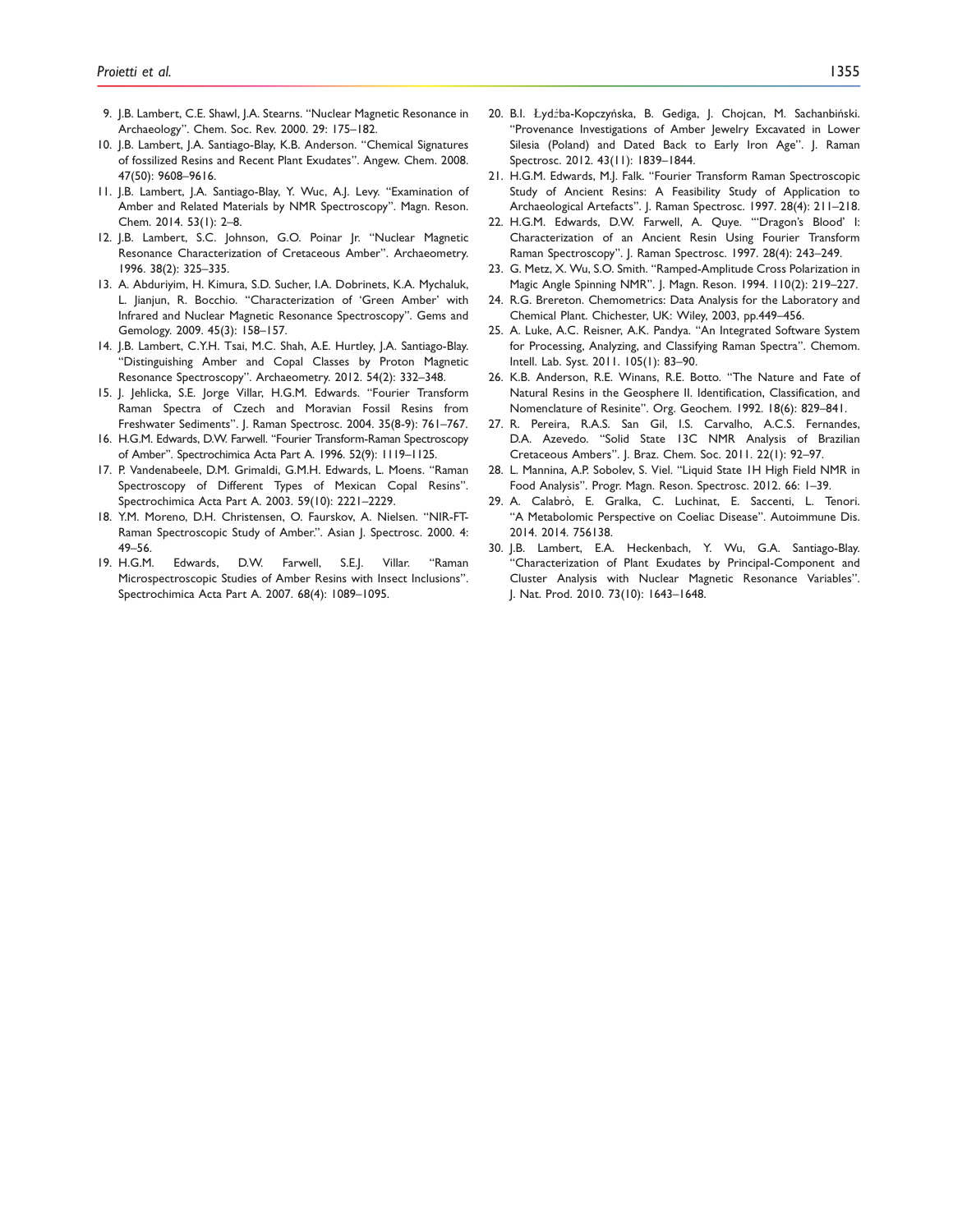9. J.B. Lambert, C.E. Shawl, J.A. Stearns. "Nuclear Magnetic Resonance in Archaeology". Chem. Soc. Rev. 2000. 29: 175–182.
10. J.B. Lambert, J.A. Santiago-Blay, K.B. Anderson. "Chemical Signatures of fossilized Resins and Recent Plant Exudates". Angew. Chem. 2008. 47(50): 9608–9616.
11. J.B. Lambert, J.A. Santiago-Blay, Y. Wuc, A.J. Levy. "Examination of Amber and Related Materials by NMR Spectroscopy". Magn. Reson. Chem. 2014. 53(1): 2–8.
12. J.B. Lambert, S.C. Johnson, G.O. Poinar Jr. "Nuclear Magnetic Resonance Characterization of Cretaceous Amber". Archaeometry. 1996. 38(2): 325–335.
13. A. Abduriyim, H. Kimura, S.D. Sucher, I.A. Dobrinets, K.A. Mychaluk, L. Jianjun, R. Bocchio. "Characterization of 'Green Amber' with Infrared and Nuclear Magnetic Resonance Spectroscopy". Gems and Gemology. 2009. 45(3): 158–157.
14. J.B. Lambert, C.Y.H. Tsai, M.C. Shah, A.E. Hurtley, J.A. Santiago-Blay. "Distinguishing Amber and Copal Classes by Proton Magnetic Resonance Spectroscopy". Archaeometry. 2012. 54(2): 332–348.
15. J. Jehlicka, S.E. Jorge Villar, H.G.M. Edwards. "Fourier Transform Raman Spectra of Czech and Moravian Fossil Resins from Freshwater Sediments". J. Raman Spectrosc. 2004. 35(8-9): 761–767.
16. H.G.M. Edwards, D.W. Farwell. "Fourier Transform-Raman Spectroscopy of Amber". Spectrochimica Acta Part A. 1996. 52(9): 1119–1125.
17. P. Vandenabeele, D.M. Grimaldi, G.M.H. Edwards, L. Moens. "Raman Spectroscopy of Different Types of Mexican Copal Resins". Spectrochimica Acta Part A. 2003. 59(10): 2221–2229.
18. Y.M. Moreno, D.H. Christensen, O. Faurskov, A. Nielsen. "NIR-FT-Raman Spectroscopic Study of Amber.". Asian J. Spectrosc. 2000. 4: 49–56.
19. H.G.M. Edwards, D.W. Farwell, S.E.J. Villar. "Raman Microspectroscopic Studies of Amber Resins with Insect Inclusions". Spectrochimica Acta Part A. 2007. 68(4): 1089–1095.
20. B.I. Łydżba-Kopczyńska, B. Gediga, J. Chojcan, M. Sachanbiński. "Provenance Investigations of Amber Jewelry Excavated in Lower Silesia (Poland) and Dated Back to Early Iron Age". J. Raman Spectrosc. 2012. 43(11): 1839–1844.
21. H.G.M. Edwards, M.J. Falk. "Fourier Transform Raman Spectroscopic Study of Ancient Resins: A Feasibility Study of Application to Archaeological Artefacts". J. Raman Spectrosc. 1997. 28(4): 211–218.
22. H.G.M. Edwards, D.W. Farwell, A. Quye. "'Dragon's Blood' I: Characterization of an Ancient Resin Using Fourier Transform Raman Spectroscopy". J. Raman Spectrosc. 1997. 28(4): 243–249.
23. G. Metz, X. Wu, S.O. Smith. "Ramped-Amplitude Cross Polarization in Magic Angle Spinning NMR". J. Magn. Reson. 1994. 110(2): 219–227.
24. R.G. Brereton. Chemometrics: Data Analysis for the Laboratory and Chemical Plant. Chichester, UK: Wiley, 2003, pp.449–456.
25. A. Luke, A.C. Reisner, A.K. Pandya. "An Integrated Software System for Processing, Analyzing, and Classifying Raman Spectra". Chemom. Intell. Lab. Syst. 2011. 105(1): 83–90.
26. K.B. Anderson, R.E. Winans, R.E. Botto. "The Nature and Fate of Natural Resins in the Geosphere II. Identification, Classification, and Nomenclature of Resinite". Org. Geochem. 1992. 18(6): 829–841.
27. R. Pereira, R.A.S. San Gil, I.S. Carvalho, A.C.S. Fernandes, D.A. Azevedo. "Solid State 13C NMR Analysis of Brazilian Cretaceous Ambers". J. Braz. Chem. Soc. 2011. 22(1): 92–97.
28. L. Mannina, A.P. Sobolev, S. Viel. "Liquid State 1H High Field NMR in Food Analysis". Progr. Magn. Reson. Spectrosc. 2012. 66: 1–39.
29. A. Calabrò, E. Gralka, C. Luchinat, E. Saccenti, L. Tenori. "A Metabolomic Perspective on Coeliac Disease". Autoimmune Dis. 2014. 2014. 756138.
30. J.B. Lambert, E.A. Heckenbach, Y. Wu, G.A. Santiago-Blay. "Characterization of Plant Exudates by Principal-Component and Cluster Analysis with Nuclear Magnetic Resonance Variables". J. Nat. Prod. 2010. 73(10): 1643–1648.